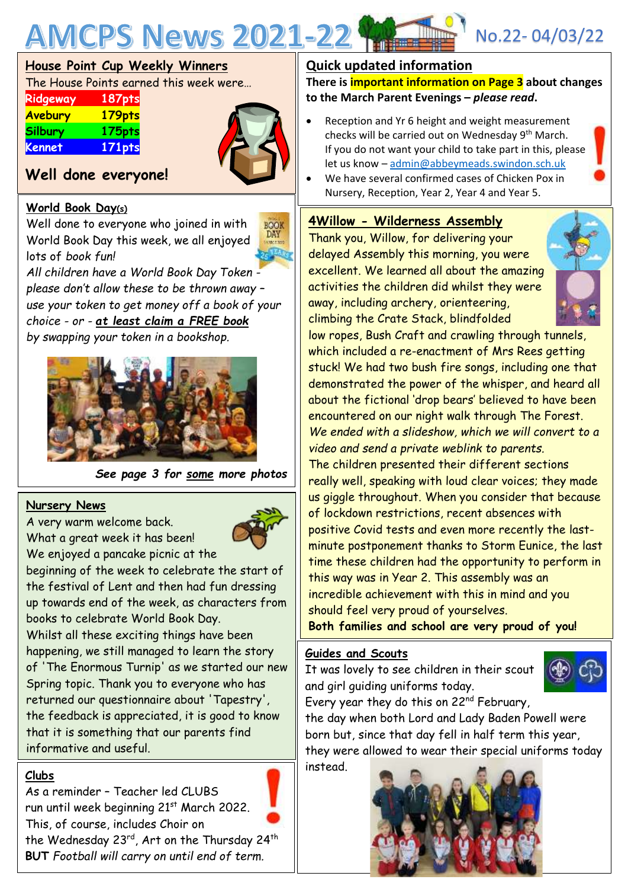# AMCPS News 2021-22 No.22- 04/03/22

## House Point Cup Weekly Winners

The House Points earned this week were…

| House | Points |
|---|---|
| Ridgeway | 187pts |
| Avebury | 179pts |
| Silbury | 175pts |
| Kennet | 171pts |

**Well done everyone!**

## World Book Day(s)

Well done to everyone who joined in with World Book Day this week, we all enjoyed lots of book fun!

*All children have a World Book Day Token - please don't allow these to be thrown away - use your token to get money off a book of your choice - or - **at least claim a FREE book** by swapping your token in a bookshop.*

***See page 3 for some more photos***

## Nursery News

A very warm welcome back.

What a great week it has been!

We enjoyed a pancake picnic at the beginning of the week to celebrate the start of the festival of Lent and then had fun dressing up towards end of the week, as characters from books to celebrate World Book Day.

Whilst all these exciting things have been happening, we still managed to learn the story of 'The Enormous Turnip' as we started our new Spring topic. Thank you to everyone who has returned our questionnaire about 'Tapestry', the feedback is appreciated, it is good to know that it is something that our parents find informative and useful.

## Clubs

As a reminder – Teacher led CLUBS run until week beginning 21st March 2022. This, of course, includes Choir on the Wednesday 23rd, Art on the Thursday 24th **BUT** *Football will carry on until end of term.*

## Quick updated information

**There is important information on Page 3 about changes to the March Parent Evenings – *please read*.**

- Reception and Yr 6 height and weight measurement checks will be carried out on Wednesday 9th March. If you do not want your child to take part in this, please let us know – admin@abbeymeads.swindon.sch.uk
- We have several confirmed cases of Chicken Pox in Nursery, Reception, Year 2, Year 4 and Year 5.

## 4Willow - Wilderness Assembly

Thank you, Willow, for delivering your delayed Assembly this morning, you were excellent. We learned all about the amazing activities the children did whilst they were away, including archery, orienteering, climbing the Crate Stack, blindfolded low ropes, Bush Craft and crawling through tunnels, which included a re-enactment of Mrs Rees getting stuck! We had two bush fire songs, including one that demonstrated the power of the whisper, and heard all about the fictional 'drop bears' believed to have been encountered on our night walk through The Forest.

*We ended with a slideshow, which we will convert to a video and send a private weblink to parents.*

The children presented their different sections really well, speaking with loud clear voices; they made us giggle throughout. When you consider that because of lockdown restrictions, recent absences with positive Covid tests and even more recently the last-minute postponement thanks to Storm Eunice, the last time these children had the opportunity to perform in this way was in Year 2. This assembly was an incredible achievement with this in mind and you should feel very proud of yourselves.

**Both families and school are very proud of you!**

## Guides and Scouts

It was lovely to see children in their scout and girl guiding uniforms today.

Every year they do this on 22nd February, the day when both Lord and Lady Baden Powell were born but, since that day fell in half term this year, they were allowed to wear their special uniforms today instead.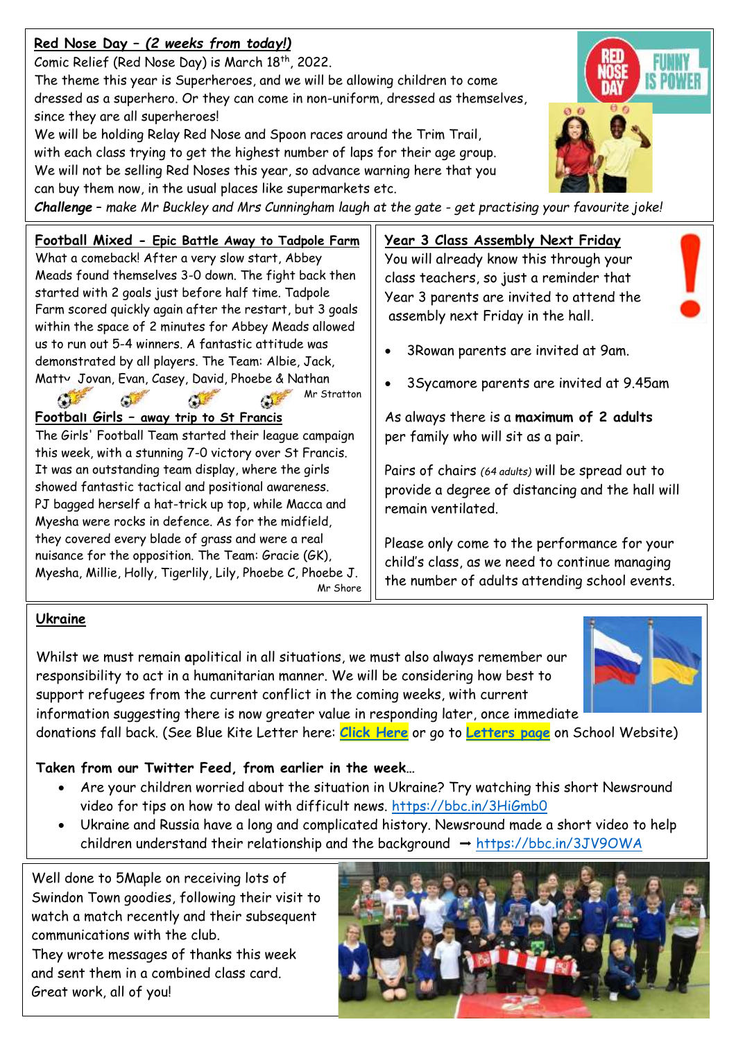## Red Nose Day – *(2 weeks from today!)*

Comic Relief (Red Nose Day) is March 18th, 2022.

The theme this year is Superheroes, and we will be allowing children to come dressed as a superhero. Or they can come in non-uniform, dressed as themselves, since they are all superheroes!

We will be holding Relay Red Nose and Spoon races around the Trim Trail, with each class trying to get the highest number of laps for their age group.

We will not be selling Red Noses this year, so advance warning here that you can buy them now, in the usual places like supermarkets etc.

***Challenge*** *– make Mr Buckley and Mrs Cunningham laugh at the gate - get practising your favourite joke!*

## Football Mixed - Epic Battle Away to Tadpole Farm

What a comeback! After a very slow start, Abbey Meads found themselves 3-0 down. The fight back then started with 2 goals just before half time. Tadpole Farm scored quickly again after the restart, but 3 goals within the space of 2 minutes for Abbey Meads allowed us to run out 5-4 winners. A fantastic attitude was demonstrated by all players. The Team: Albie, Jack, Matty, Jovan, Evan, Casey, David, Phoebe & Nathan

Mr Stratton

## Football Girls – away trip to St Francis

The Girls' Football Team started their league campaign this week, with a stunning 7-0 victory over St Francis. It was an outstanding team display, where the girls showed fantastic tactical and positional awareness. PJ bagged herself a hat-trick up top, while Macca and Myesha were rocks in defence. As for the midfield, they covered every blade of grass and were a real nuisance for the opposition. The Team: Gracie (GK), Myesha, Millie, Holly, Tigerlily, Lily, Phoebe C, Phoebe J.

Mr Shore

## Year 3 Class Assembly Next Friday

You will already know this through your class teachers, so just a reminder that Year 3 parents are invited to attend the assembly next Friday in the hall.

- 3Rowan parents are invited at 9am.
- 3Sycamore parents are invited at 9.45am

As always there is a **maximum of 2 adults** per family who will sit as a pair.

Pairs of chairs *(64 adults)* will be spread out to provide a degree of distancing and the hall will remain ventilated.

Please only come to the performance for your child's class, as we need to continue managing the number of adults attending school events.

## Ukraine

Whilst we must remain **a**political in all situations, we must also always remember our responsibility to act in a humanitarian manner. We will be considering how best to support refugees from the current conflict in the coming weeks, with current information suggesting there is now greater value in responding later, once immediate donations fall back. (See Blue Kite Letter here: **Click Here** or go to **Letters page** on School Website)

**Taken from our Twitter Feed, from earlier in the week…**

- Are your children worried about the situation in Ukraine? Try watching this short Newsround video for tips on how to deal with difficult news. https://bbc.in/3HiGmb0
- Ukraine and Russia have a long and complicated history. Newsround made a short video to help children understand their relationship and the background → https://bbc.in/3JV9OWA

Well done to 5Maple on receiving lots of Swindon Town goodies, following their visit to watch a match recently and their subsequent communications with the club.

They wrote messages of thanks this week and sent them in a combined class card.

Great work, all of you!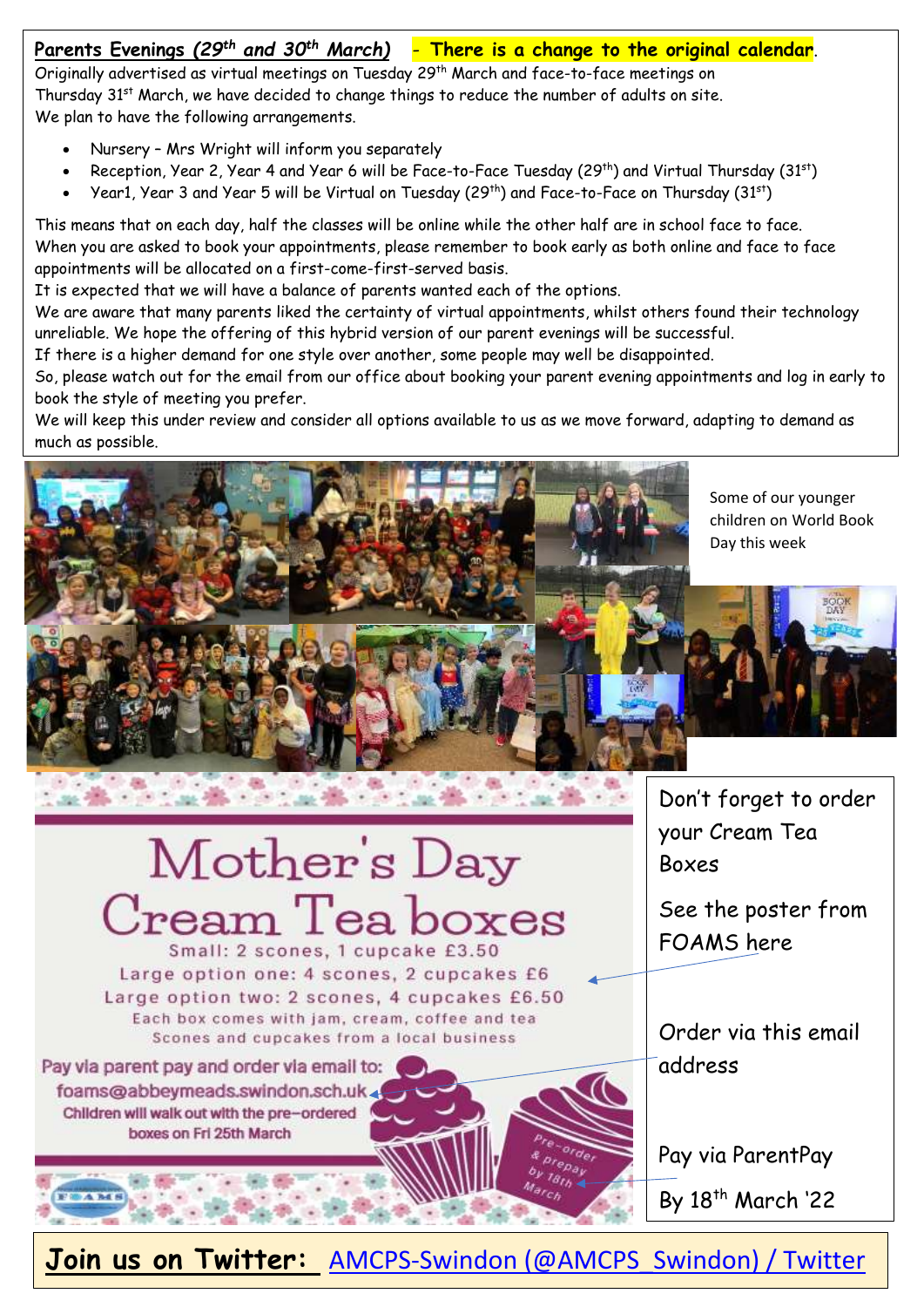## Parents Evenings (29th and 30th March) - There is a change to the original calendar.

Originally advertised as virtual meetings on Tuesday 29th March and face-to-face meetings on Thursday 31st March, we have decided to change things to reduce the number of adults on site. We plan to have the following arrangements.

- Nursery – Mrs Wright will inform you separately
- Reception, Year 2, Year 4 and Year 6 will be Face-to-Face Tuesday (29th) and Virtual Thursday (31st)
- Year1, Year 3 and Year 5 will be Virtual on Tuesday (29th) and Face-to-Face on Thursday (31st)

This means that on each day, half the classes will be online while the other half are in school face to face.
When you are asked to book your appointments, please remember to book early as both online and face to face appointments will be allocated on a first-come-first-served basis.
It is expected that we will have a balance of parents wanted each of the options.
We are aware that many parents liked the certainty of virtual appointments, whilst others found their technology unreliable. We hope the offering of this hybrid version of our parent evenings will be successful.
If there is a higher demand for one style over another, some people may well be disappointed.
So, please watch out for the email from our office about booking your parent evening appointments and log in early to book the style of meeting you prefer.
We will keep this under review and consider all options available to us as we move forward, adapting to demand as much as possible.

Some of our younger children on World Book Day this week

# Mother's Day Cream Tea boxes

Small: 2 scones, 1 cupcake £3.50
Large option one: 4 scones, 2 cupcakes £6
Large option two: 2 scones, 4 cupcakes £6.50
Each box comes with jam, cream, coffee and tea
Scones and cupcakes from a local business

Pay via parent pay and order via email to:
foams@abbeymeads.swindon.sch.uk
Children will walk out with the pre-ordered boxes on Fri 25th March

Pre-order & prepay by 18th March

Don't forget to order your Cream Tea Boxes

See the poster from FOAMS here

Order via this email address

Pay via ParentPay

By 18th March '22

**Join us on Twitter:** AMCPS-Swindon (@AMCPS_Swindon) / Twitter